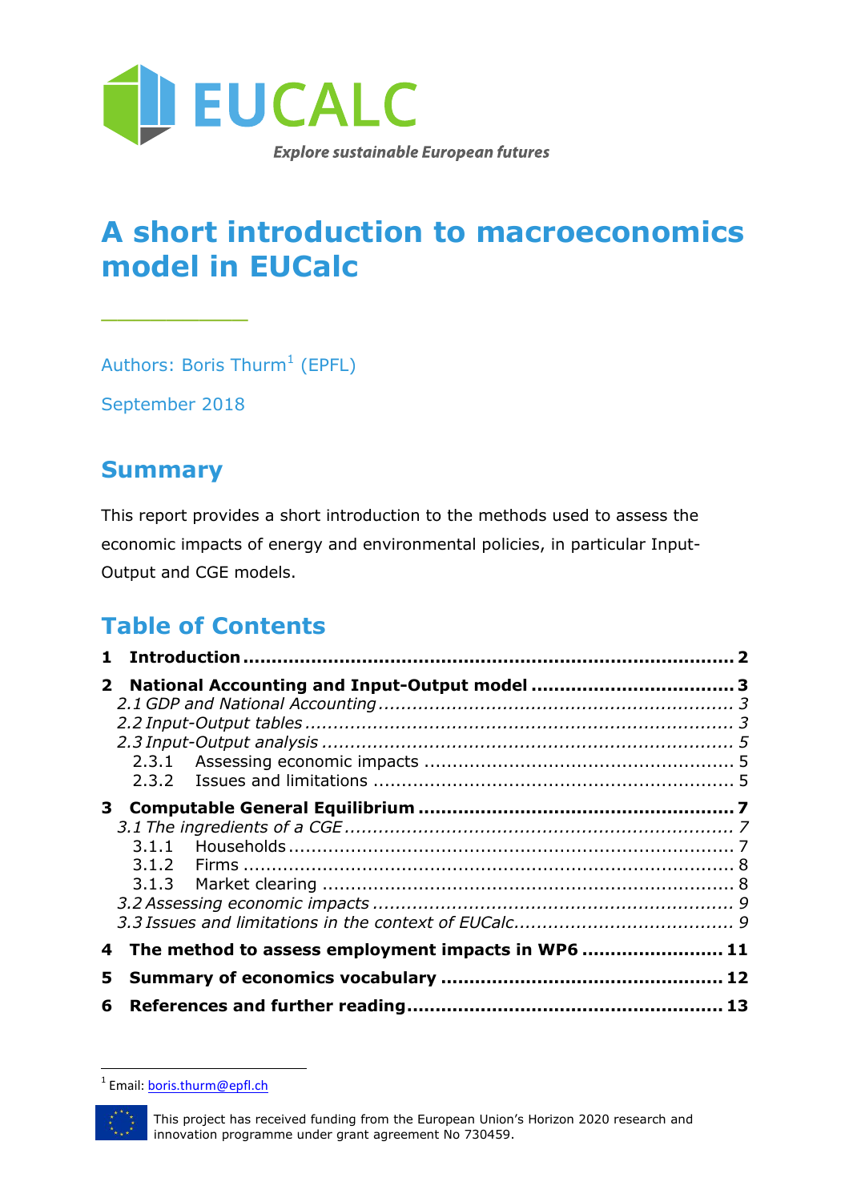EUCALC

*Explore sustainable European futures*

# A short introduction to macroeconomics model in EUCalc

Authors: Boris Thurm[1] (EPFL)

September 2018

## Summary

This report provides a short introduction to the methods used to assess the economic impacts of energy and environmental policies, in particular Input-Output and CGE models.

## Table of Contents

**1 Introduction** .......... **2**

**2 National Accounting and Input-Output model** .......... **3**

*2.1 GDP and National Accounting* .......... *3*

*2.2 Input-Output tables* .......... *3*

*2.3 Input-Output analysis* .......... *5*

2.3.1 Assessing economic impacts .......... 5

2.3.2 Issues and limitations .......... 5

**3 Computable General Equilibrium** .......... **7**

*3.1 The ingredients of a CGE* .......... *7*

3.1.1 Households .......... 7

3.1.2 Firms .......... 8

3.1.3 Market clearing .......... 8

*3.2 Assessing economic impacts* .......... *9*

*3.3 Issues and limitations in the context of EUCalc* .......... *9*

**4 The method to assess employment impacts in WP6** .......... **11**

**5 Summary of economics vocabulary** .......... **12**

**6 References and further reading** .......... **13**

[1] Email: boris.thurm@epfl.ch

This project has received funding from the European Union's Horizon 2020 research and innovation programme under grant agreement No 730459.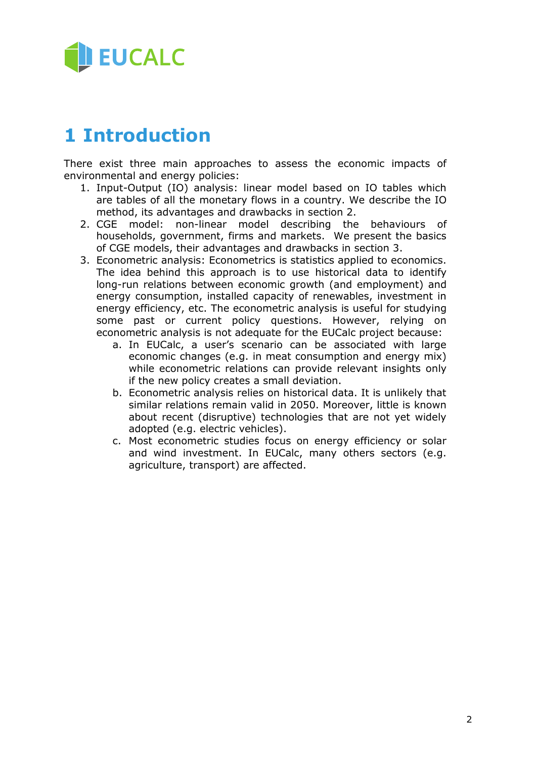# 1 Introduction

There exist three main approaches to assess the economic impacts of environmental and energy policies:

1. Input-Output (IO) analysis: linear model based on IO tables which are tables of all the monetary flows in a country. We describe the IO method, its advantages and drawbacks in section 2.
2. CGE model: non-linear model describing the behaviours of households, government, firms and markets. We present the basics of CGE models, their advantages and drawbacks in section 3.
3. Econometric analysis: Econometrics is statistics applied to economics. The idea behind this approach is to use historical data to identify long-run relations between economic growth (and employment) and energy consumption, installed capacity of renewables, investment in energy efficiency, etc. The econometric analysis is useful for studying some past or current policy questions. However, relying on econometric analysis is not adequate for the EUCalc project because:
    a. In EUCalc, a user's scenario can be associated with large economic changes (e.g. in meat consumption and energy mix) while econometric relations can provide relevant insights only if the new policy creates a small deviation.
    b. Econometric analysis relies on historical data. It is unlikely that similar relations remain valid in 2050. Moreover, little is known about recent (disruptive) technologies that are not yet widely adopted (e.g. electric vehicles).
    c. Most econometric studies focus on energy efficiency or solar and wind investment. In EUCalc, many others sectors (e.g. agriculture, transport) are affected.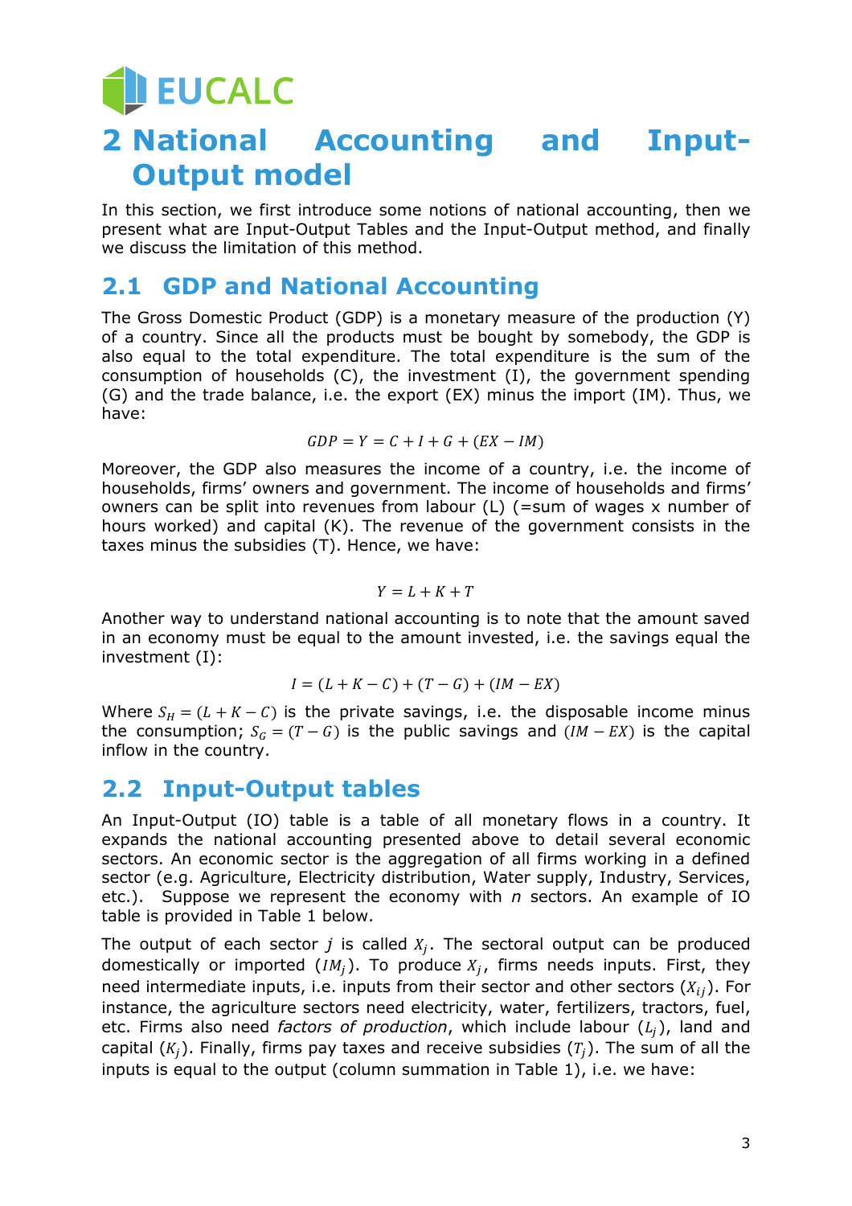# 2 National Accounting and Input-Output model

In this section, we first introduce some notions of national accounting, then we present what are Input-Output Tables and the Input-Output method, and finally we discuss the limitation of this method.

## 2.1 GDP and National Accounting

The Gross Domestic Product (GDP) is a monetary measure of the production (Y) of a country. Since all the products must be bought by somebody, the GDP is also equal to the total expenditure. The total expenditure is the sum of the consumption of households (C), the investment (I), the government spending (G) and the trade balance, i.e. the export (EX) minus the import (IM). Thus, we have:

$$GDP = Y = C + I + G + (EX - IM)$$

Moreover, the GDP also measures the income of a country, i.e. the income of households, firms' owners and government. The income of households and firms' owners can be split into revenues from labour (L) (=sum of wages x number of hours worked) and capital (K). The revenue of the government consists in the taxes minus the subsidies (T). Hence, we have:

$$Y = L + K + T$$

Another way to understand national accounting is to note that the amount saved in an economy must be equal to the amount invested, i.e. the savings equal the investment (I):

$$I = (L + K - C) + (T - G) + (IM - EX)$$

Where $S_H = (L + K - C)$ is the private savings, i.e. the disposable income minus the consumption; $S_G = (T - G)$ is the public savings and $(IM - EX)$ is the capital inflow in the country.

## 2.2 Input-Output tables

An Input-Output (IO) table is a table of all monetary flows in a country. It expands the national accounting presented above to detail several economic sectors. An economic sector is the aggregation of all firms working in a defined sector (e.g. Agriculture, Electricity distribution, Water supply, Industry, Services, etc.). Suppose we represent the economy with *n* sectors. An example of IO table is provided in Table 1 below.

The output of each sector $j$ is called $X_j$. The sectoral output can be produced domestically or imported ($IM_j$). To produce $X_j$, firms needs inputs. First, they need intermediate inputs, i.e. inputs from their sector and other sectors ($X_{ij}$). For instance, the agriculture sectors need electricity, water, fertilizers, tractors, fuel, etc. Firms also need *factors of production*, which include labour ($L_j$), land and capital ($K_j$). Finally, firms pay taxes and receive subsidies ($T_j$). The sum of all the inputs is equal to the output (column summation in Table 1), i.e. we have: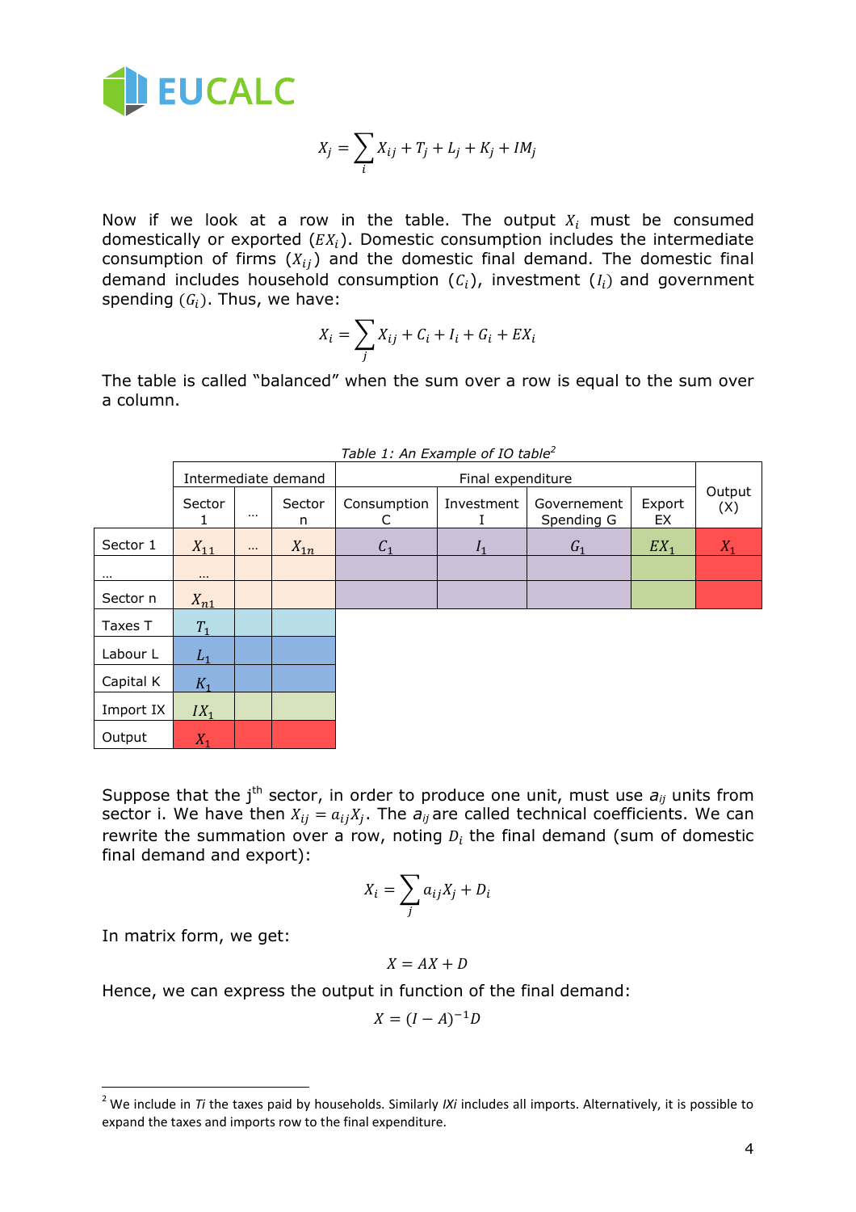$$X_j = \sum_i X_{ij} + T_j + L_j + K_j + IM_j$$

Now if we look at a row in the table. The output $X_i$ must be consumed domestically or exported ($EX_i$). Domestic consumption includes the intermediate consumption of firms ($X_{ij}$) and the domestic final demand. The domestic final demand includes household consumption ($C_i$), investment ($I_i$) and government spending ($G_i$). Thus, we have:

$$X_i = \sum_j X_{ij} + C_i + I_i + G_i + EX_i$$

The table is called "balanced" when the sum over a row is equal to the sum over a column.

*Table 1: An Example of IO table*[2]

| | Intermediate demand | | | Final expenditure | | | | Output (X) |
|---|---|---|---|---|---|---|---|---|
| | Sector 1 | … | Sector n | Consumption C | Investment I | Governement Spending G | Export EX | |
| Sector 1 | $X_{11}$ | … | $X_{1n}$ | $C_1$ | $I_1$ | $G_1$ | $EX_1$ | $X_1$ |
| … | … | | | | | | | |
| Sector n | $X_{n1}$ | | | | | | | |
| Taxes T | $T_1$ | | | | | | | |
| Labour L | $L_1$ | | | | | | | |
| Capital K | $K_1$ | | | | | | | |
| Import IX | $IX_1$ | | | | | | | |
| Output | $X_1$ | | | | | | | |

Suppose that the j[th] sector, in order to produce one unit, must use $a_{ij}$ units from sector i. We have then $X_{ij} = a_{ij}X_j$. The $a_{ij}$ are called technical coefficients. We can rewrite the summation over a row, noting $D_i$ the final demand (sum of domestic final demand and export):

$$X_i = \sum_j a_{ij}X_j + D_i$$

In matrix form, we get:

$$X = AX + D$$

Hence, we can express the output in function of the final demand:

$$X = (I - A)^{-1}D$$

[2] We include in *Ti* the taxes paid by households. Similarly *IXi* includes all imports. Alternatively, it is possible to expand the taxes and imports row to the final expenditure.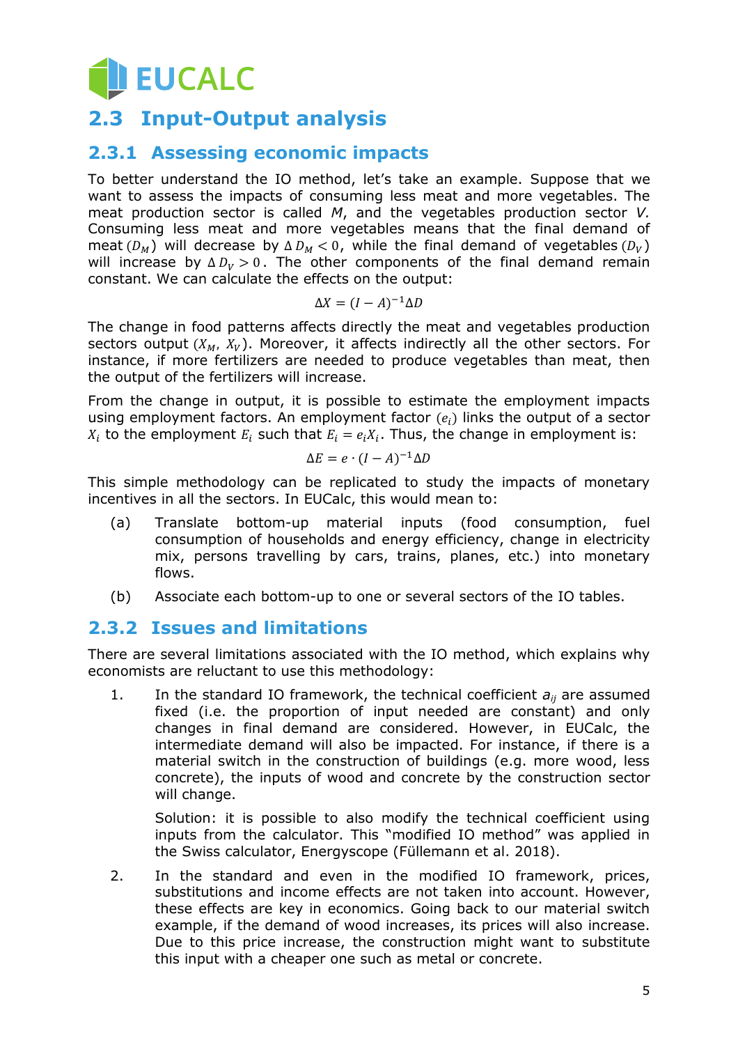## 2.3 Input-Output analysis

### 2.3.1 Assessing economic impacts

To better understand the IO method, let's take an example. Suppose that we want to assess the impacts of consuming less meat and more vegetables. The meat production sector is called *M*, and the vegetables production sector *V.* Consuming less meat and more vegetables means that the final demand of meat $(D_M)$ will decrease by $\Delta D_M < 0$, while the final demand of vegetables $(D_V)$ will increase by $\Delta D_V > 0$. The other components of the final demand remain constant. We can calculate the effects on the output:

$$\Delta X = (I - A)^{-1} \Delta D$$

The change in food patterns affects directly the meat and vegetables production sectors output $(X_M, X_V)$. Moreover, it affects indirectly all the other sectors. For instance, if more fertilizers are needed to produce vegetables than meat, then the output of the fertilizers will increase.

From the change in output, it is possible to estimate the employment impacts using employment factors. An employment factor $(e_i)$ links the output of a sector $X_i$ to the employment $E_i$ such that $E_i = e_i X_i$. Thus, the change in employment is:

$$\Delta E = e \cdot (I - A)^{-1} \Delta D$$

This simple methodology can be replicated to study the impacts of monetary incentives in all the sectors. In EUCalc, this would mean to:

(a) Translate bottom-up material inputs (food consumption, fuel consumption of households and energy efficiency, change in electricity mix, persons travelling by cars, trains, planes, etc.) into monetary flows.

(b) Associate each bottom-up to one or several sectors of the IO tables.

### 2.3.2 Issues and limitations

There are several limitations associated with the IO method, which explains why economists are reluctant to use this methodology:

1. In the standard IO framework, the technical coefficient $a_{ij}$ are assumed fixed (i.e. the proportion of input needed are constant) and only changes in final demand are considered. However, in EUCalc, the intermediate demand will also be impacted. For instance, if there is a material switch in the construction of buildings (e.g. more wood, less concrete), the inputs of wood and concrete by the construction sector will change.

   Solution: it is possible to also modify the technical coefficient using inputs from the calculator. This "modified IO method" was applied in the Swiss calculator, Energyscope (Füllemann et al. 2018).

2. In the standard and even in the modified IO framework, prices, substitutions and income effects are not taken into account. However, these effects are key in economics. Going back to our material switch example, if the demand of wood increases, its prices will also increase. Due to this price increase, the construction might want to substitute this input with a cheaper one such as metal or concrete.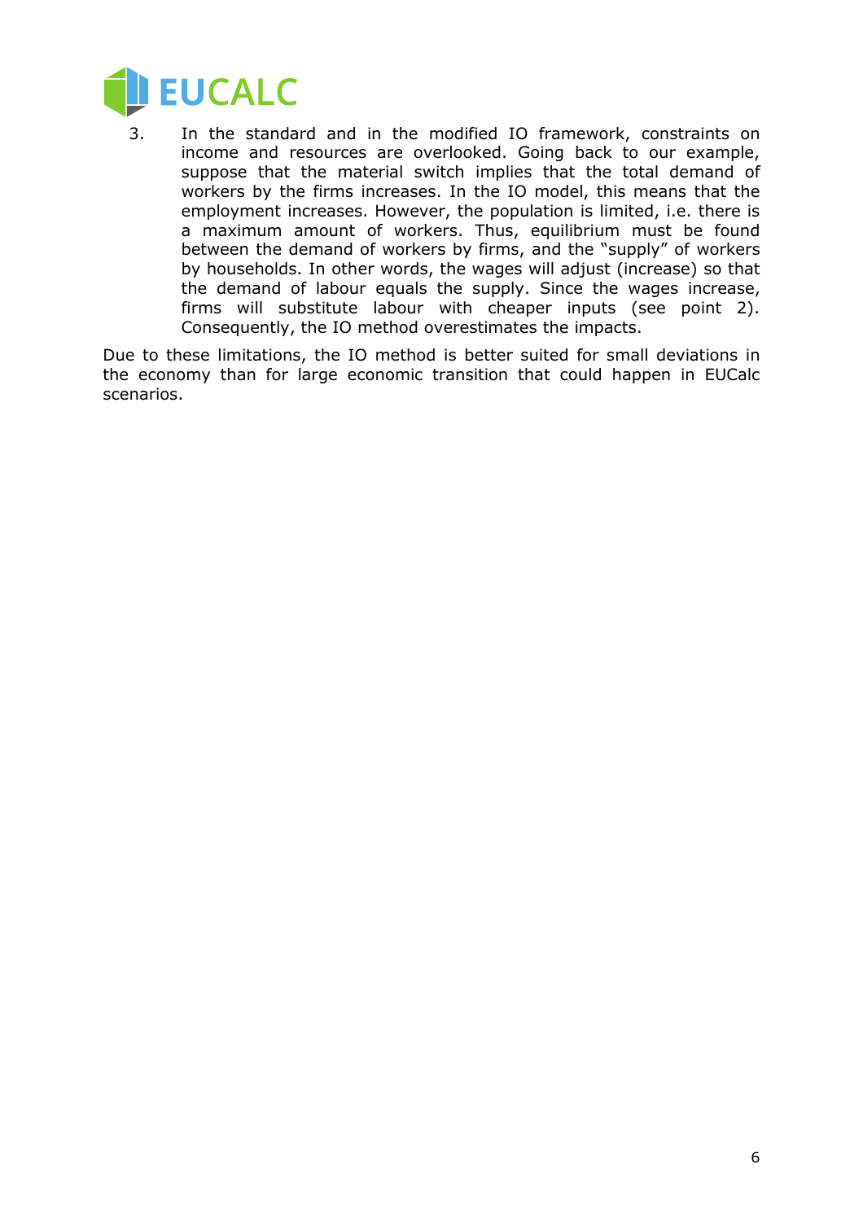3. In the standard and in the modified IO framework, constraints on income and resources are overlooked. Going back to our example, suppose that the material switch implies that the total demand of workers by the firms increases. In the IO model, this means that the employment increases. However, the population is limited, i.e. there is a maximum amount of workers. Thus, equilibrium must be found between the demand of workers by firms, and the "supply" of workers by households. In other words, the wages will adjust (increase) so that the demand of labour equals the supply. Since the wages increase, firms will substitute labour with cheaper inputs (see point 2). Consequently, the IO method overestimates the impacts.

Due to these limitations, the IO method is better suited for small deviations in the economy than for large economic transition that could happen in EUCalc scenarios.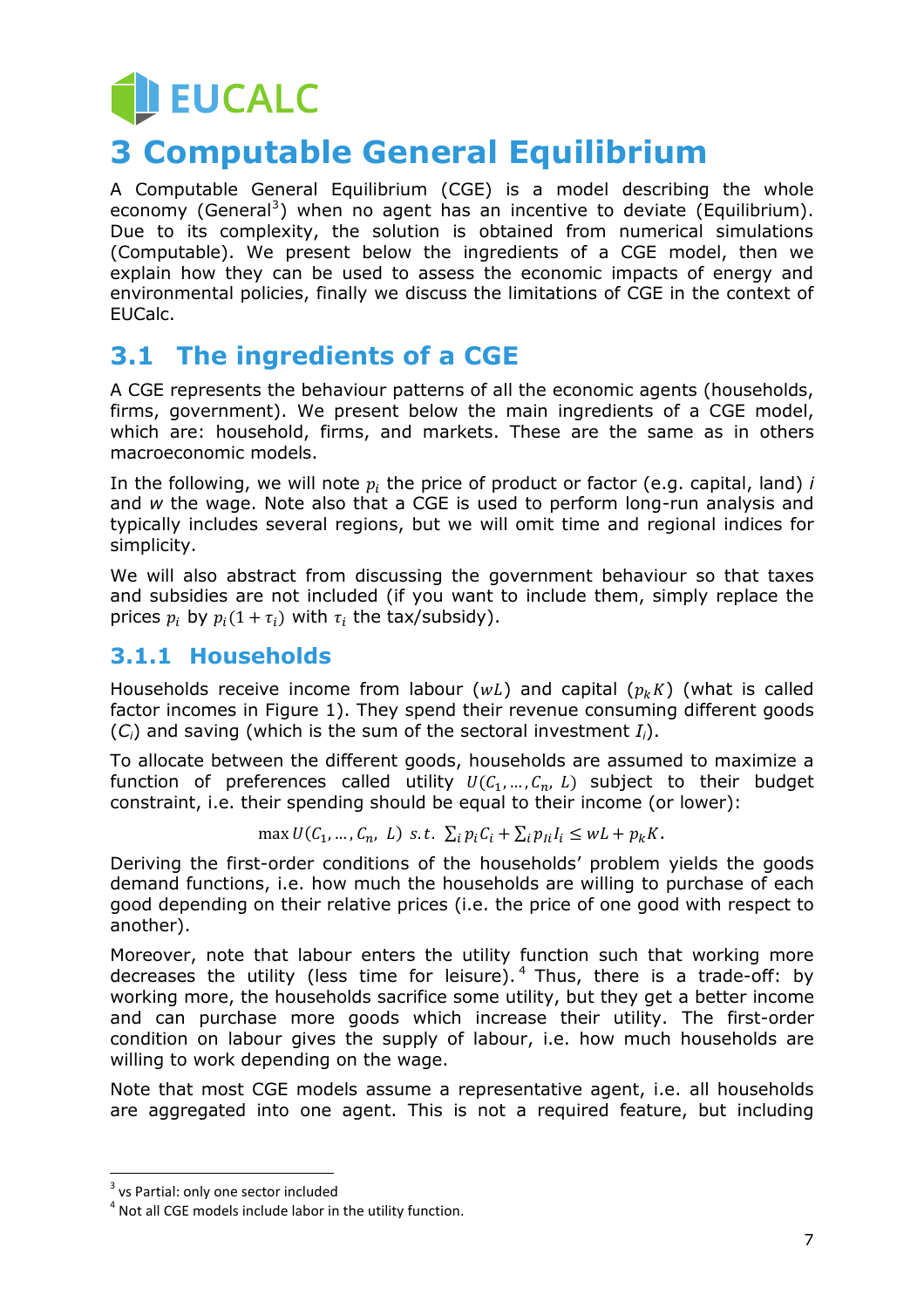# 3 Computable General Equilibrium

A Computable General Equilibrium (CGE) is a model describing the whole economy (General[3]) when no agent has an incentive to deviate (Equilibrium). Due to its complexity, the solution is obtained from numerical simulations (Computable). We present below the ingredients of a CGE model, then we explain how they can be used to assess the economic impacts of energy and environmental policies, finally we discuss the limitations of CGE in the context of EUCalc.

## 3.1 The ingredients of a CGE

A CGE represents the behaviour patterns of all the economic agents (households, firms, government). We present below the main ingredients of a CGE model, which are: household, firms, and markets. These are the same as in others macroeconomic models.

In the following, we will note $p_i$ the price of product or factor (e.g. capital, land) *i* and *w* the wage. Note also that a CGE is used to perform long-run analysis and typically includes several regions, but we will omit time and regional indices for simplicity.

We will also abstract from discussing the government behaviour so that taxes and subsidies are not included (if you want to include them, simply replace the prices $p_i$ by $p_i(1+\tau_i)$ with $\tau_i$ the tax/subsidy).

### 3.1.1 Households

Households receive income from labour ($wL$) and capital ($p_k K$) (what is called factor incomes in Figure 1). They spend their revenue consuming different goods ($C_i$) and saving (which is the sum of the sectoral investment $I_i$).

To allocate between the different goods, households are assumed to maximize a function of preferences called utility $U(C_1, \ldots, C_n,\ L)$ subject to their budget constraint, i.e. their spending should be equal to their income (or lower):

$$\max U(C_1, \ldots, C_n,\ L)\ \ s.t.\ \ \sum_i p_i C_i + \sum_i p_{Ii} I_i \leq wL + p_k K.$$

Deriving the first-order conditions of the households' problem yields the goods demand functions, i.e. how much the households are willing to purchase of each good depending on their relative prices (i.e. the price of one good with respect to another).

Moreover, note that labour enters the utility function such that working more decreases the utility (less time for leisure).[4] Thus, there is a trade-off: by working more, the households sacrifice some utility, but they get a better income and can purchase more goods which increase their utility. The first-order condition on labour gives the supply of labour, i.e. how much households are willing to work depending on the wage.

Note that most CGE models assume a representative agent, i.e. all households are aggregated into one agent. This is not a required feature, but including

[3] vs Partial: only one sector included

[4] Not all CGE models include labor in the utility function.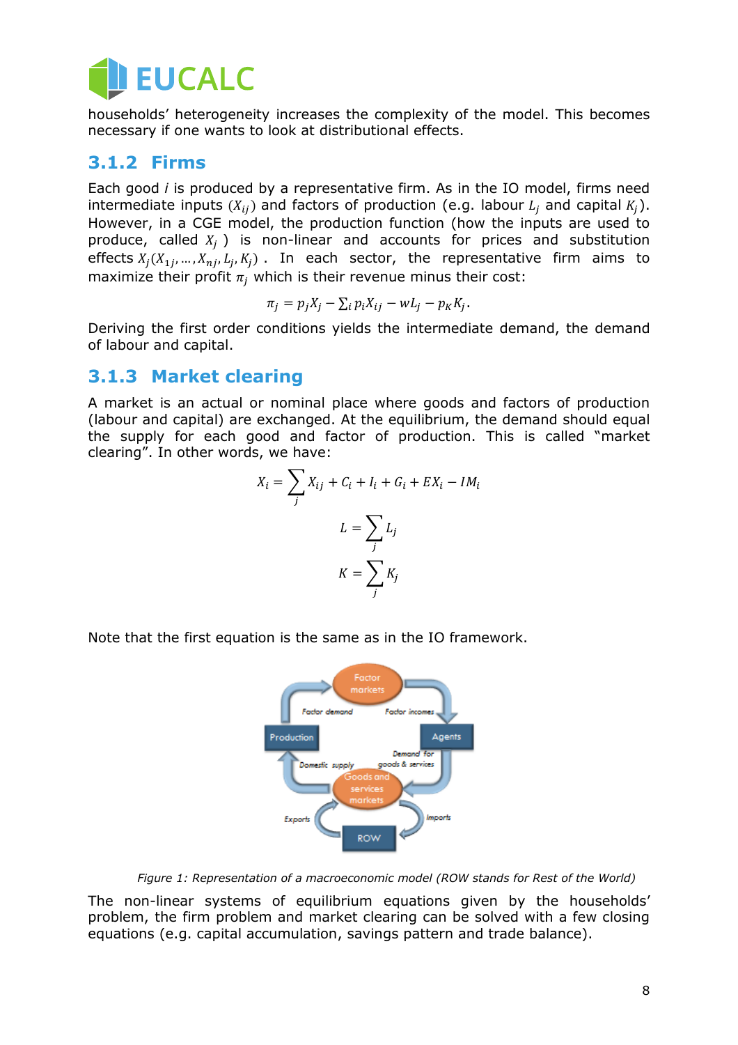households' heterogeneity increases the complexity of the model. This becomes necessary if one wants to look at distributional effects.

### 3.1.2 Firms

Each good *i* is produced by a representative firm. As in the IO model, firms need intermediate inputs $(X_{ij})$ and factors of production (e.g. labour $L_j$ and capital $K_j$). However, in a CGE model, the production function (how the inputs are used to produce, called $X_j$ ) is non-linear and accounts for prices and substitution effects $X_j(X_{1j}, \dots, X_{nj}, L_j, K_j)$ . In each sector, the representative firm aims to maximize their profit $\pi_j$ which is their revenue minus their cost:

$$\pi_j = p_j X_j - \sum_i p_i X_{ij} - w L_j - p_K K_j.$$

Deriving the first order conditions yields the intermediate demand, the demand of labour and capital.

### 3.1.3 Market clearing

A market is an actual or nominal place where goods and factors of production (labour and capital) are exchanged. At the equilibrium, the demand should equal the supply for each good and factor of production. This is called "market clearing". In other words, we have:

$$X_i = \sum_j X_{ij} + C_i + I_i + G_i + EX_i - IM_i$$

$$L = \sum_j L_j$$

$$K = \sum_j K_j$$

Note that the first equation is the same as in the IO framework.

*Figure 1: Representation of a macroeconomic model (ROW stands for Rest of the World)*

The non-linear systems of equilibrium equations given by the households' problem, the firm problem and market clearing can be solved with a few closing equations (e.g. capital accumulation, savings pattern and trade balance).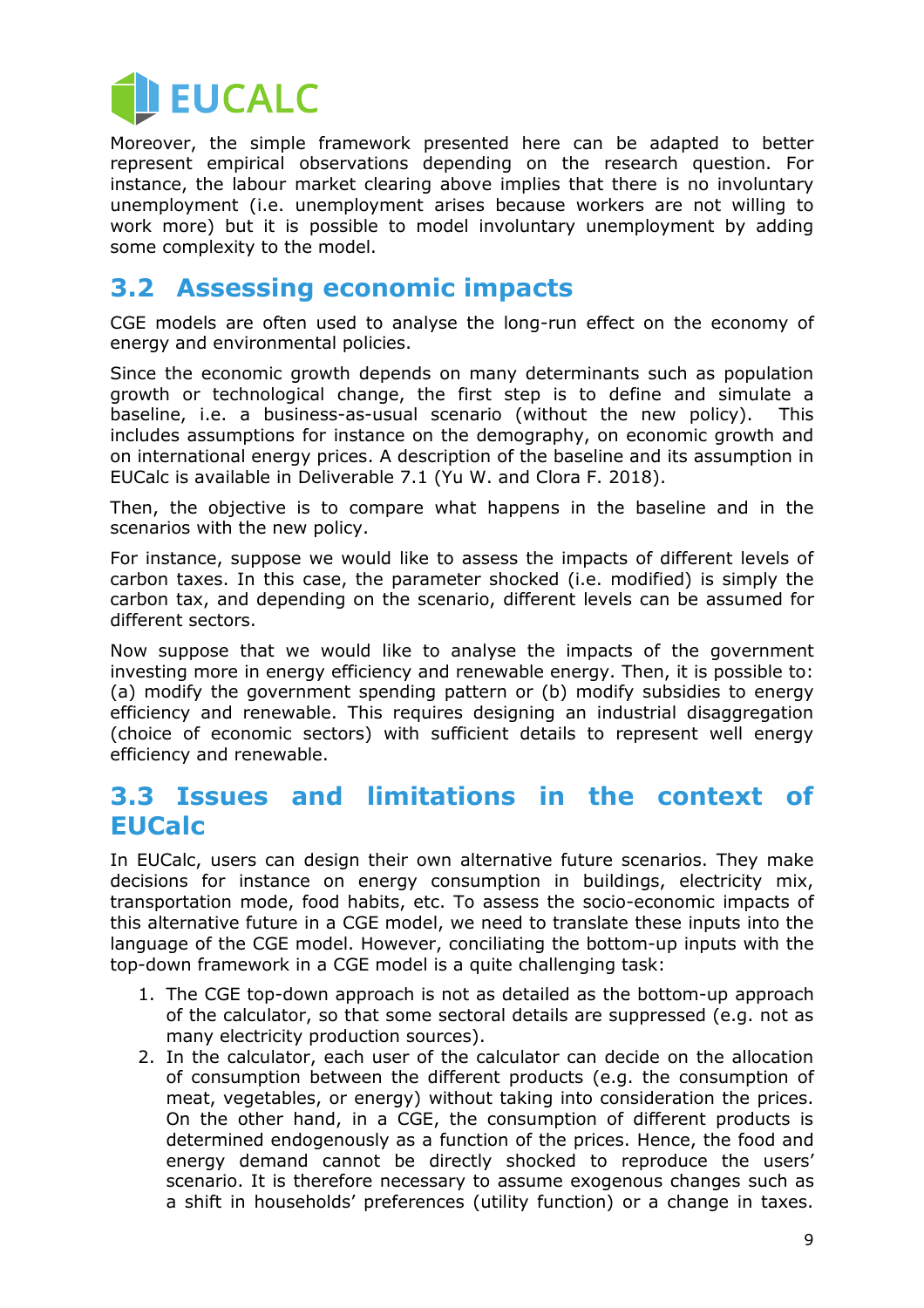Moreover, the simple framework presented here can be adapted to better represent empirical observations depending on the research question. For instance, the labour market clearing above implies that there is no involuntary unemployment (i.e. unemployment arises because workers are not willing to work more) but it is possible to model involuntary unemployment by adding some complexity to the model.

## 3.2 Assessing economic impacts

CGE models are often used to analyse the long-run effect on the economy of energy and environmental policies.

Since the economic growth depends on many determinants such as population growth or technological change, the first step is to define and simulate a baseline, i.e. a business-as-usual scenario (without the new policy). This includes assumptions for instance on the demography, on economic growth and on international energy prices. A description of the baseline and its assumption in EUCalc is available in Deliverable 7.1 (Yu W. and Clora F. 2018).

Then, the objective is to compare what happens in the baseline and in the scenarios with the new policy.

For instance, suppose we would like to assess the impacts of different levels of carbon taxes. In this case, the parameter shocked (i.e. modified) is simply the carbon tax, and depending on the scenario, different levels can be assumed for different sectors.

Now suppose that we would like to analyse the impacts of the government investing more in energy efficiency and renewable energy. Then, it is possible to: (a) modify the government spending pattern or (b) modify subsidies to energy efficiency and renewable. This requires designing an industrial disaggregation (choice of economic sectors) with sufficient details to represent well energy efficiency and renewable.

## 3.3 Issues and limitations in the context of EUCalc

In EUCalc, users can design their own alternative future scenarios. They make decisions for instance on energy consumption in buildings, electricity mix, transportation mode, food habits, etc. To assess the socio-economic impacts of this alternative future in a CGE model, we need to translate these inputs into the language of the CGE model. However, conciliating the bottom-up inputs with the top-down framework in a CGE model is a quite challenging task:

1. The CGE top-down approach is not as detailed as the bottom-up approach of the calculator, so that some sectoral details are suppressed (e.g. not as many electricity production sources).
2. In the calculator, each user of the calculator can decide on the allocation of consumption between the different products (e.g. the consumption of meat, vegetables, or energy) without taking into consideration the prices. On the other hand, in a CGE, the consumption of different products is determined endogenously as a function of the prices. Hence, the food and energy demand cannot be directly shocked to reproduce the users' scenario. It is therefore necessary to assume exogenous changes such as a shift in households' preferences (utility function) or a change in taxes.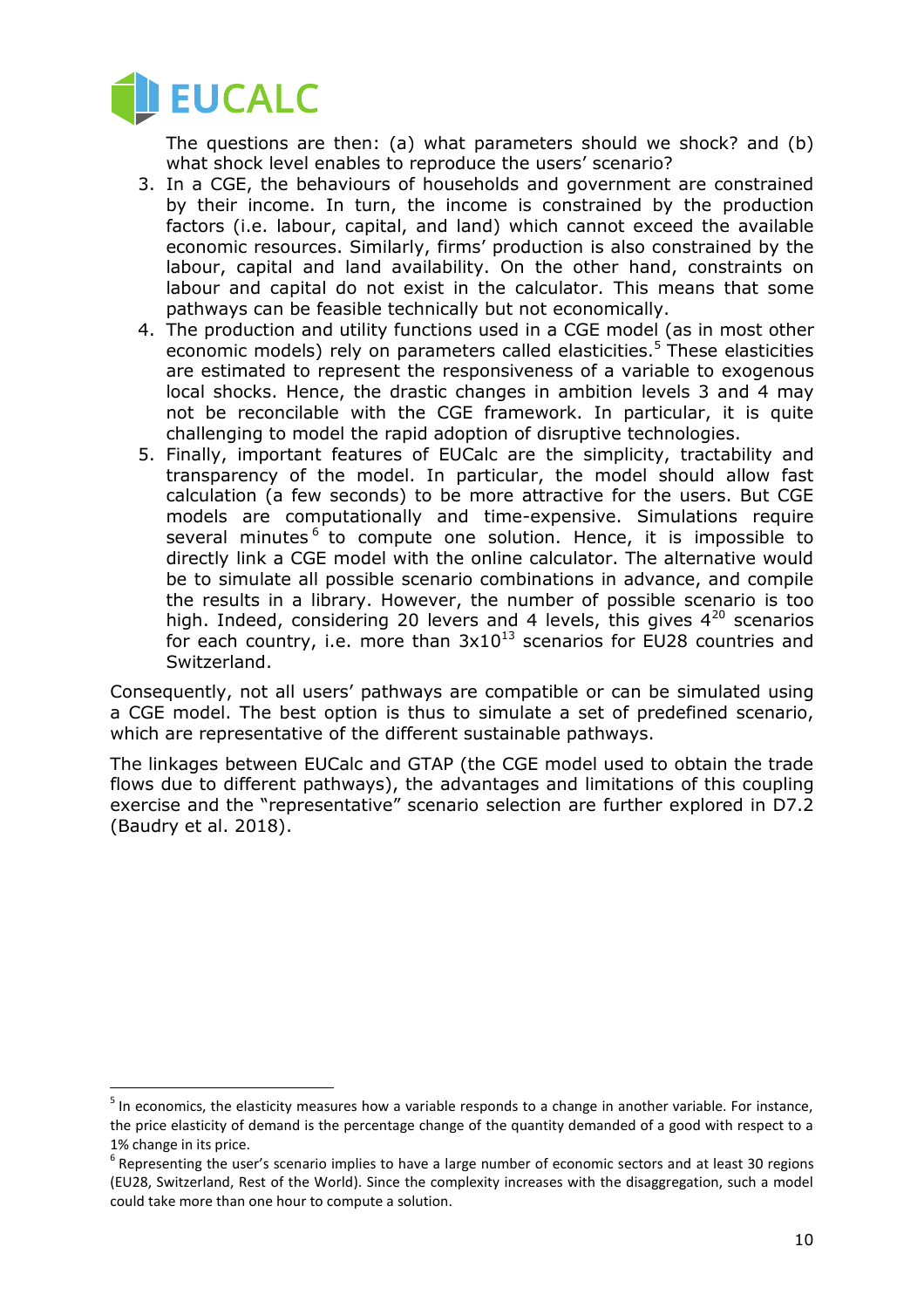The questions are then: (a) what parameters should we shock? and (b) what shock level enables to reproduce the users' scenario?

3. In a CGE, the behaviours of households and government are constrained by their income. In turn, the income is constrained by the production factors (i.e. labour, capital, and land) which cannot exceed the available economic resources. Similarly, firms' production is also constrained by the labour, capital and land availability. On the other hand, constraints on labour and capital do not exist in the calculator. This means that some pathways can be feasible technically but not economically.
4. The production and utility functions used in a CGE model (as in most other economic models) rely on parameters called elasticities.[5] These elasticities are estimated to represent the responsiveness of a variable to exogenous local shocks. Hence, the drastic changes in ambition levels 3 and 4 may not be reconcilable with the CGE framework. In particular, it is quite challenging to model the rapid adoption of disruptive technologies.
5. Finally, important features of EUCalc are the simplicity, tractability and transparency of the model. In particular, the model should allow fast calculation (a few seconds) to be more attractive for the users. But CGE models are computationally and time-expensive. Simulations require several minutes[6] to compute one solution. Hence, it is impossible to directly link a CGE model with the online calculator. The alternative would be to simulate all possible scenario combinations in advance, and compile the results in a library. However, the number of possible scenario is too high. Indeed, considering 20 levers and 4 levels, this gives $4^{20}$ scenarios for each country, i.e. more than $3x10^{13}$ scenarios for EU28 countries and Switzerland.

Consequently, not all users' pathways are compatible or can be simulated using a CGE model. The best option is thus to simulate a set of predefined scenario, which are representative of the different sustainable pathways.

The linkages between EUCalc and GTAP (the CGE model used to obtain the trade flows due to different pathways), the advantages and limitations of this coupling exercise and the "representative" scenario selection are further explored in D7.2 (Baudry et al. 2018).

---

[5] In economics, the elasticity measures how a variable responds to a change in another variable. For instance, the price elasticity of demand is the percentage change of the quantity demanded of a good with respect to a 1% change in its price.

[6] Representing the user's scenario implies to have a large number of economic sectors and at least 30 regions (EU28, Switzerland, Rest of the World). Since the complexity increases with the disaggregation, such a model could take more than one hour to compute a solution.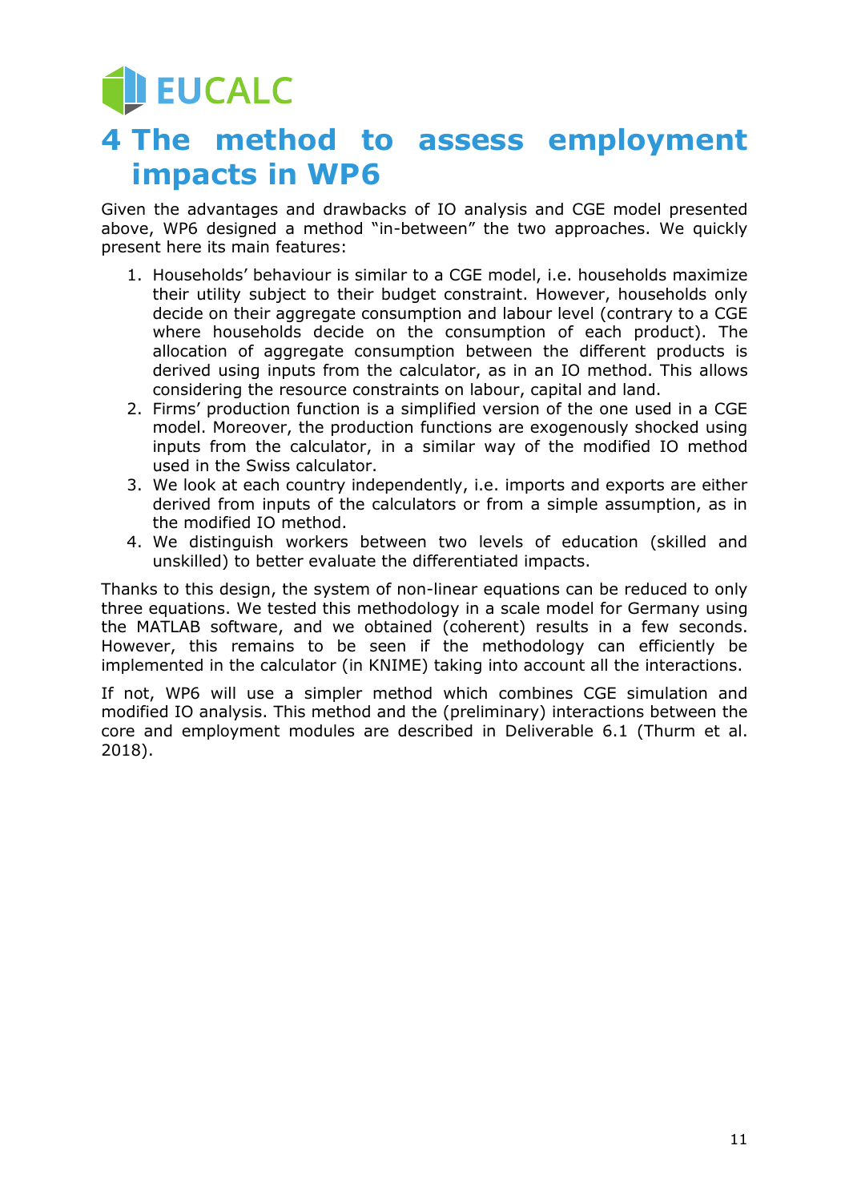# 4 The method to assess employment impacts in WP6

Given the advantages and drawbacks of IO analysis and CGE model presented above, WP6 designed a method "in-between" the two approaches. We quickly present here its main features:

1. Households' behaviour is similar to a CGE model, i.e. households maximize their utility subject to their budget constraint. However, households only decide on their aggregate consumption and labour level (contrary to a CGE where households decide on the consumption of each product). The allocation of aggregate consumption between the different products is derived using inputs from the calculator, as in an IO method. This allows considering the resource constraints on labour, capital and land.
2. Firms' production function is a simplified version of the one used in a CGE model. Moreover, the production functions are exogenously shocked using inputs from the calculator, in a similar way of the modified IO method used in the Swiss calculator.
3. We look at each country independently, i.e. imports and exports are either derived from inputs of the calculators or from a simple assumption, as in the modified IO method.
4. We distinguish workers between two levels of education (skilled and unskilled) to better evaluate the differentiated impacts.

Thanks to this design, the system of non-linear equations can be reduced to only three equations. We tested this methodology in a scale model for Germany using the MATLAB software, and we obtained (coherent) results in a few seconds. However, this remains to be seen if the methodology can efficiently be implemented in the calculator (in KNIME) taking into account all the interactions.

If not, WP6 will use a simpler method which combines CGE simulation and modified IO analysis. This method and the (preliminary) interactions between the core and employment modules are described in Deliverable 6.1 (Thurm et al. 2018).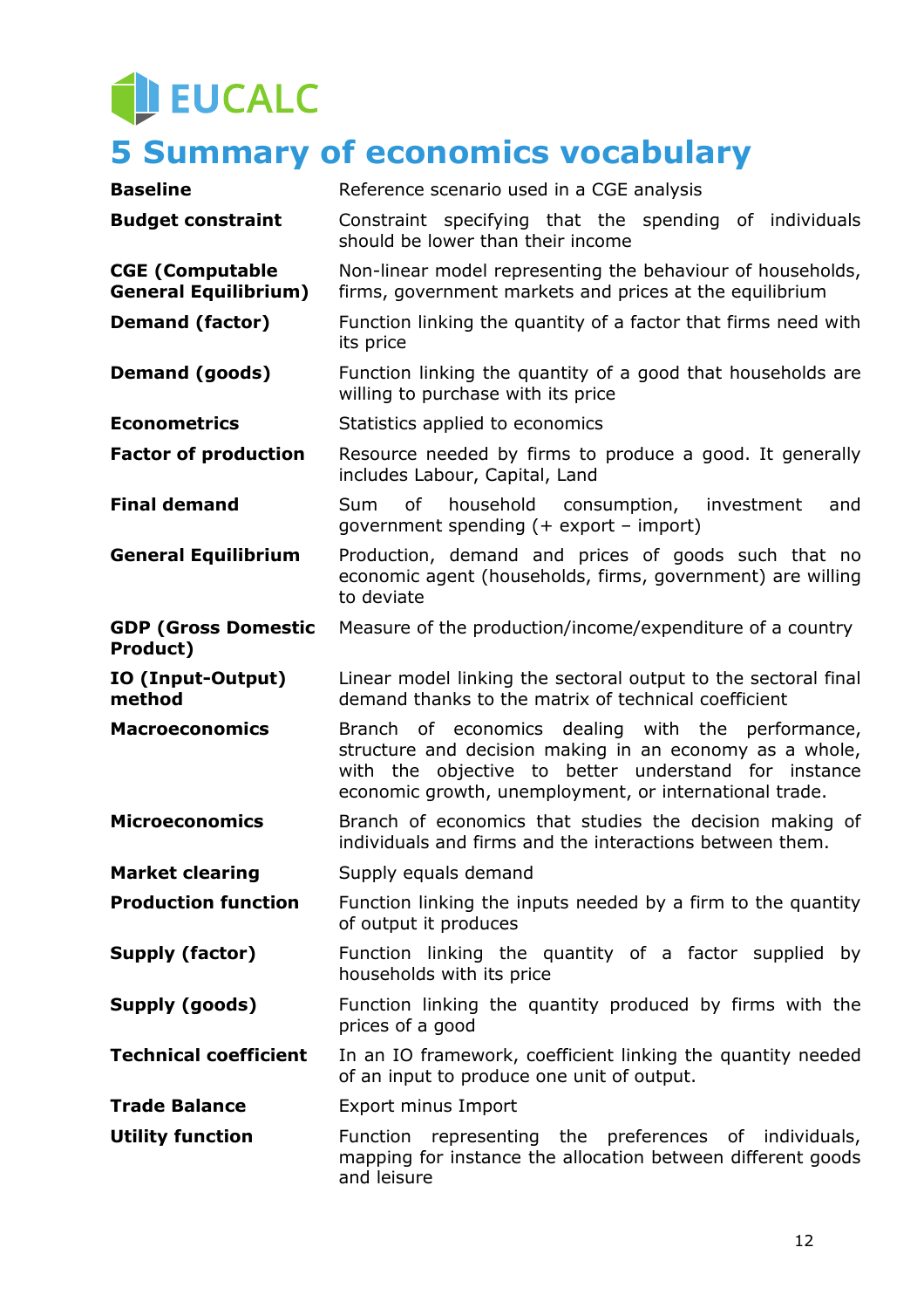# 5 Summary of economics vocabulary

| | |
|---|---|
| **Baseline** | Reference scenario used in a CGE analysis |
| **Budget constraint** | Constraint specifying that the spending of individuals should be lower than their income |
| **CGE (Computable General Equilibrium)** | Non-linear model representing the behaviour of households, firms, government markets and prices at the equilibrium |
| **Demand (factor)** | Function linking the quantity of a factor that firms need with its price |
| **Demand (goods)** | Function linking the quantity of a good that households are willing to purchase with its price |
| **Econometrics** | Statistics applied to economics |
| **Factor of production** | Resource needed by firms to produce a good. It generally includes Labour, Capital, Land |
| **Final demand** | Sum of household consumption, investment and government spending (+ export – import) |
| **General Equilibrium** | Production, demand and prices of goods such that no economic agent (households, firms, government) are willing to deviate |
| **GDP (Gross Domestic Product)** | Measure of the production/income/expenditure of a country |
| **IO (Input-Output) method** | Linear model linking the sectoral output to the sectoral final demand thanks to the matrix of technical coefficient |
| **Macroeconomics** | Branch of economics dealing with the performance, structure and decision making in an economy as a whole, with the objective to better understand for instance economic growth, unemployment, or international trade. |
| **Microeconomics** | Branch of economics that studies the decision making of individuals and firms and the interactions between them. |
| **Market clearing** | Supply equals demand |
| **Production function** | Function linking the inputs needed by a firm to the quantity of output it produces |
| **Supply (factor)** | Function linking the quantity of a factor supplied by households with its price |
| **Supply (goods)** | Function linking the quantity produced by firms with the prices of a good |
| **Technical coefficient** | In an IO framework, coefficient linking the quantity needed of an input to produce one unit of output. |
| **Trade Balance** | Export minus Import |
| **Utility function** | Function representing the preferences of individuals, mapping for instance the allocation between different goods and leisure |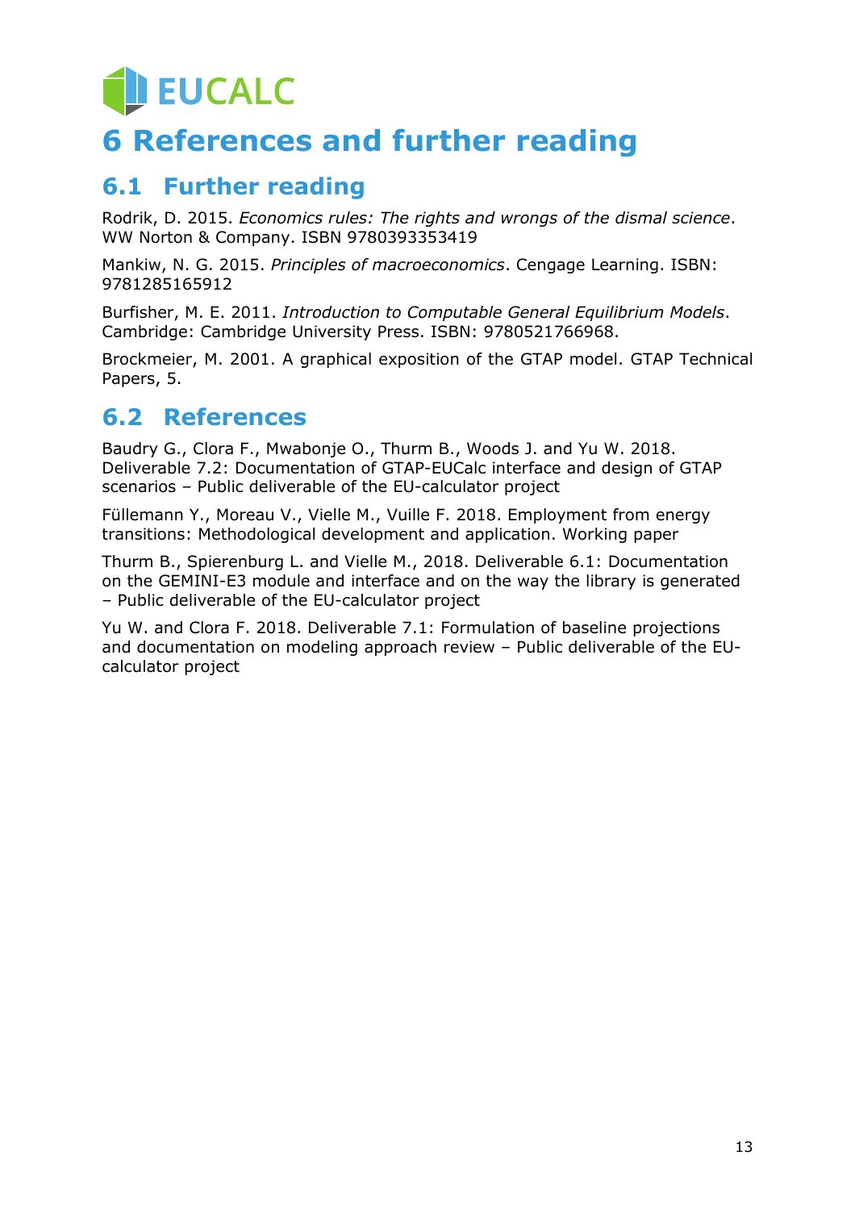# 6 References and further reading

## 6.1 Further reading

Rodrik, D. 2015. *Economics rules: The rights and wrongs of the dismal science*. WW Norton & Company. ISBN 9780393353419

Mankiw, N. G. 2015. *Principles of macroeconomics*. Cengage Learning. ISBN: 9781285165912

Burfisher, M. E. 2011. *Introduction to Computable General Equilibrium Models*. Cambridge: Cambridge University Press. ISBN: 9780521766968.

Brockmeier, M. 2001. A graphical exposition of the GTAP model. GTAP Technical Papers, 5.

## 6.2 References

Baudry G., Clora F., Mwabonje O., Thurm B., Woods J. and Yu W. 2018. Deliverable 7.2: Documentation of GTAP-EUCalc interface and design of GTAP scenarios – Public deliverable of the EU-calculator project

Füllemann Y., Moreau V., Vielle M., Vuille F. 2018. Employment from energy transitions: Methodological development and application. Working paper

Thurm B., Spierenburg L. and Vielle M., 2018. Deliverable 6.1: Documentation on the GEMINI-E3 module and interface and on the way the library is generated – Public deliverable of the EU-calculator project

Yu W. and Clora F. 2018. Deliverable 7.1: Formulation of baseline projections and documentation on modeling approach review – Public deliverable of the EU-calculator project